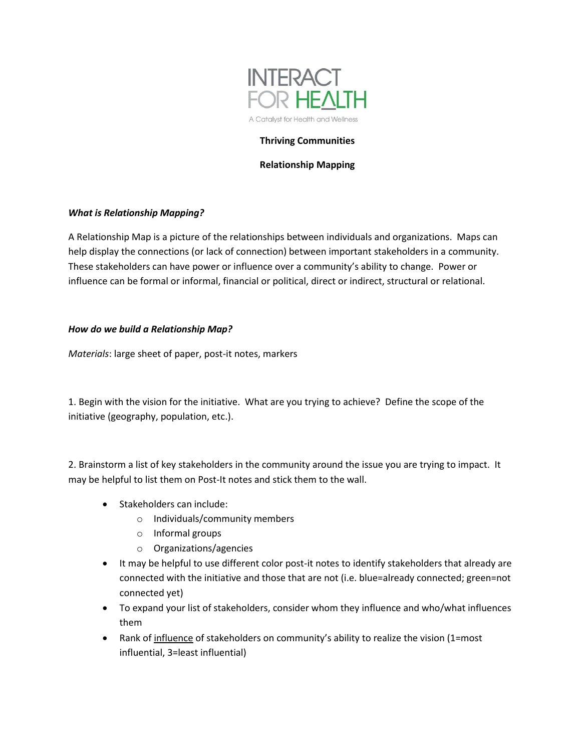INTERACT FOR HEALTH

A Catalyst for Health and Wellness

**Thriving Communities**

**Relationship Mapping**

### *What is Relationship Mapping?*

A Relationship Map is a picture of the relationships between individuals and organizations. Maps can help display the connections (or lack of connection) between important stakeholders in a community. These stakeholders can have power or influence over a community's ability to change. Power or influence can be formal or informal, financial or political, direct or indirect, structural or relational.

### *How do we build a Relationship Map?*

*Materials*: large sheet of paper, post-it notes, markers

1. Begin with the vision for the initiative. What are you trying to achieve? Define the scope of the initiative (geography, population, etc.).

2. Brainstorm a list of key stakeholders in the community around the issue you are trying to impact. It may be helpful to list them on Post-It notes and stick them to the wall.

- Stakeholders can include:
  - Individuals/community members
  - Informal groups
  - Organizations/agencies
- It may be helpful to use different color post-it notes to identify stakeholders that already are connected with the initiative and those that are not (i.e. blue=already connected; green=not connected yet)
- To expand your list of stakeholders, consider whom they influence and who/what influences them
- Rank of <u>influence</u> of stakeholders on community's ability to realize the vision (1=most influential, 3=least influential)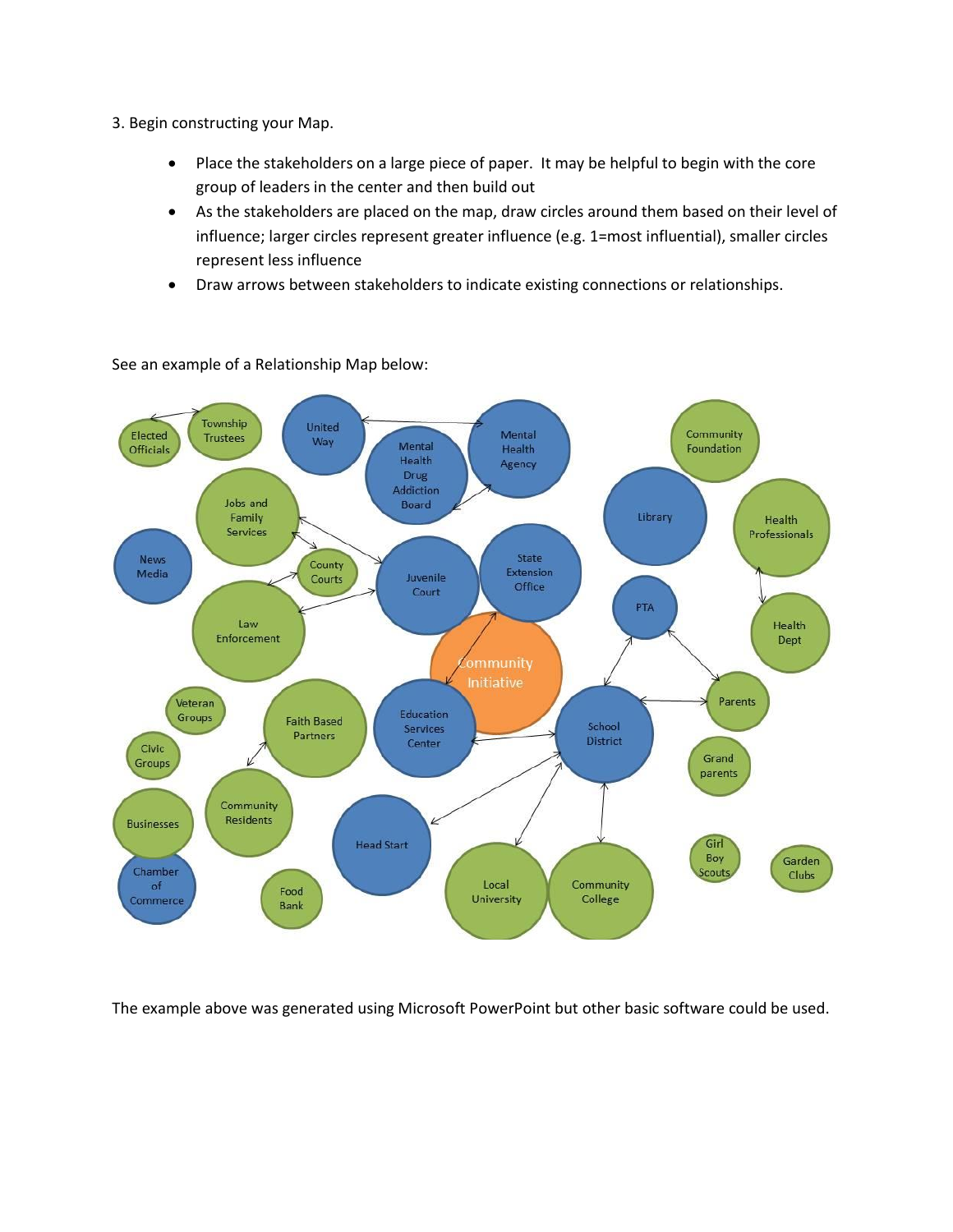3. Begin constructing your Map.

- Place the stakeholders on a large piece of paper. It may be helpful to begin with the core group of leaders in the center and then build out
- As the stakeholders are placed on the map, draw circles around them based on their level of influence; larger circles represent greater influence (e.g. 1=most influential), smaller circles represent less influence
- Draw arrows between stakeholders to indicate existing connections or relationships.

See an example of a Relationship Map below:

The example above was generated using Microsoft PowerPoint but other basic software could be used.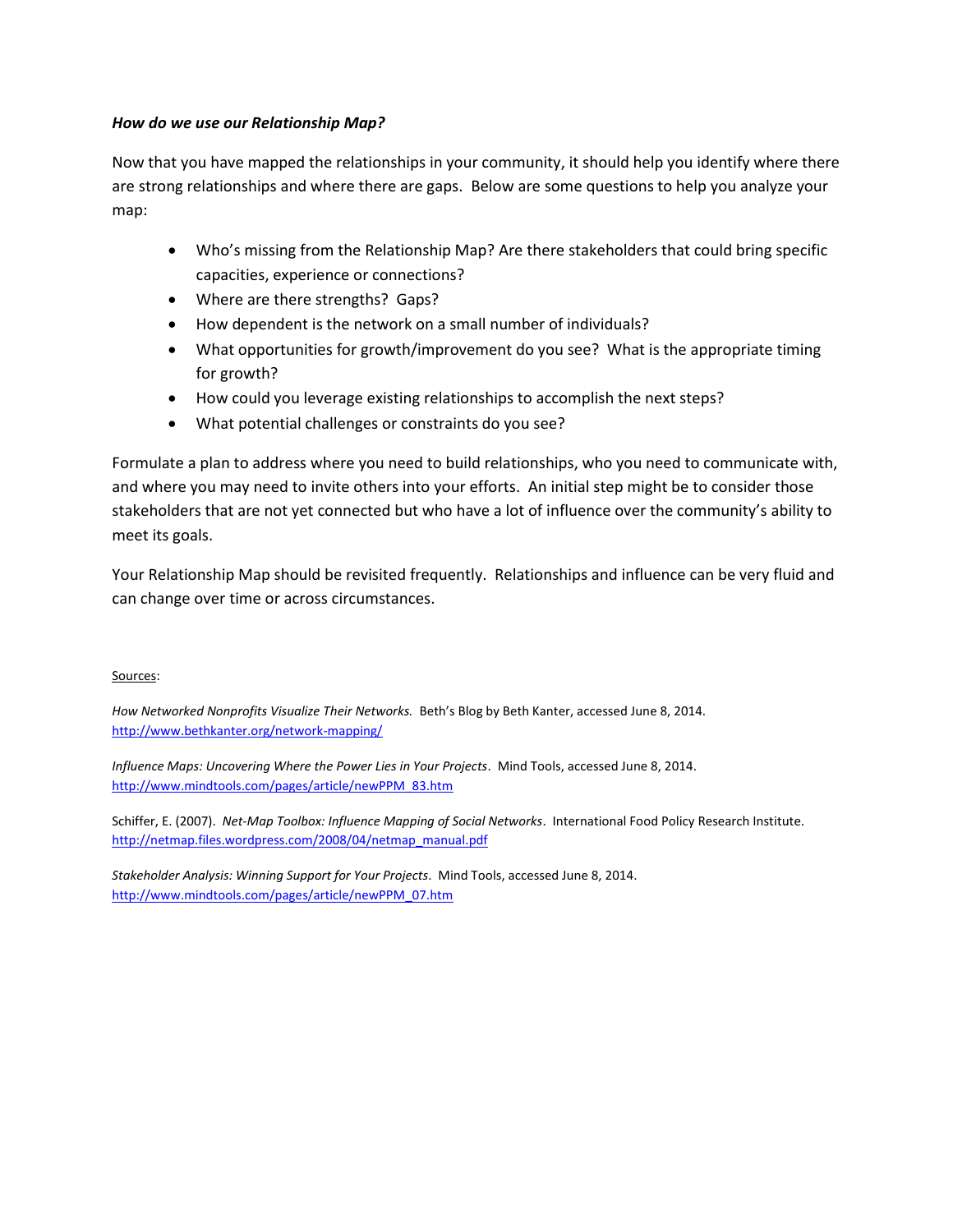***How do we use our Relationship Map?***

Now that you have mapped the relationships in your community, it should help you identify where there are strong relationships and where there are gaps. Below are some questions to help you analyze your map:

- Who's missing from the Relationship Map? Are there stakeholders that could bring specific capacities, experience or connections?
- Where are there strengths? Gaps?
- How dependent is the network on a small number of individuals?
- What opportunities for growth/improvement do you see? What is the appropriate timing for growth?
- How could you leverage existing relationships to accomplish the next steps?
- What potential challenges or constraints do you see?

Formulate a plan to address where you need to build relationships, who you need to communicate with, and where you may need to invite others into your efforts. An initial step might be to consider those stakeholders that are not yet connected but who have a lot of influence over the community's ability to meet its goals.

Your Relationship Map should be revisited frequently. Relationships and influence can be very fluid and can change over time or across circumstances.

Sources:

*How Networked Nonprofits Visualize Their Networks.* Beth's Blog by Beth Kanter, accessed June 8, 2014. http://www.bethkanter.org/network-mapping/

*Influence Maps: Uncovering Where the Power Lies in Your Projects*. Mind Tools, accessed June 8, 2014. http://www.mindtools.com/pages/article/newPPM_83.htm

Schiffer, E. (2007). *Net-Map Toolbox: Influence Mapping of Social Networks*. International Food Policy Research Institute. http://netmap.files.wordpress.com/2008/04/netmap_manual.pdf

*Stakeholder Analysis: Winning Support for Your Projects*. Mind Tools, accessed June 8, 2014. http://www.mindtools.com/pages/article/newPPM_07.htm